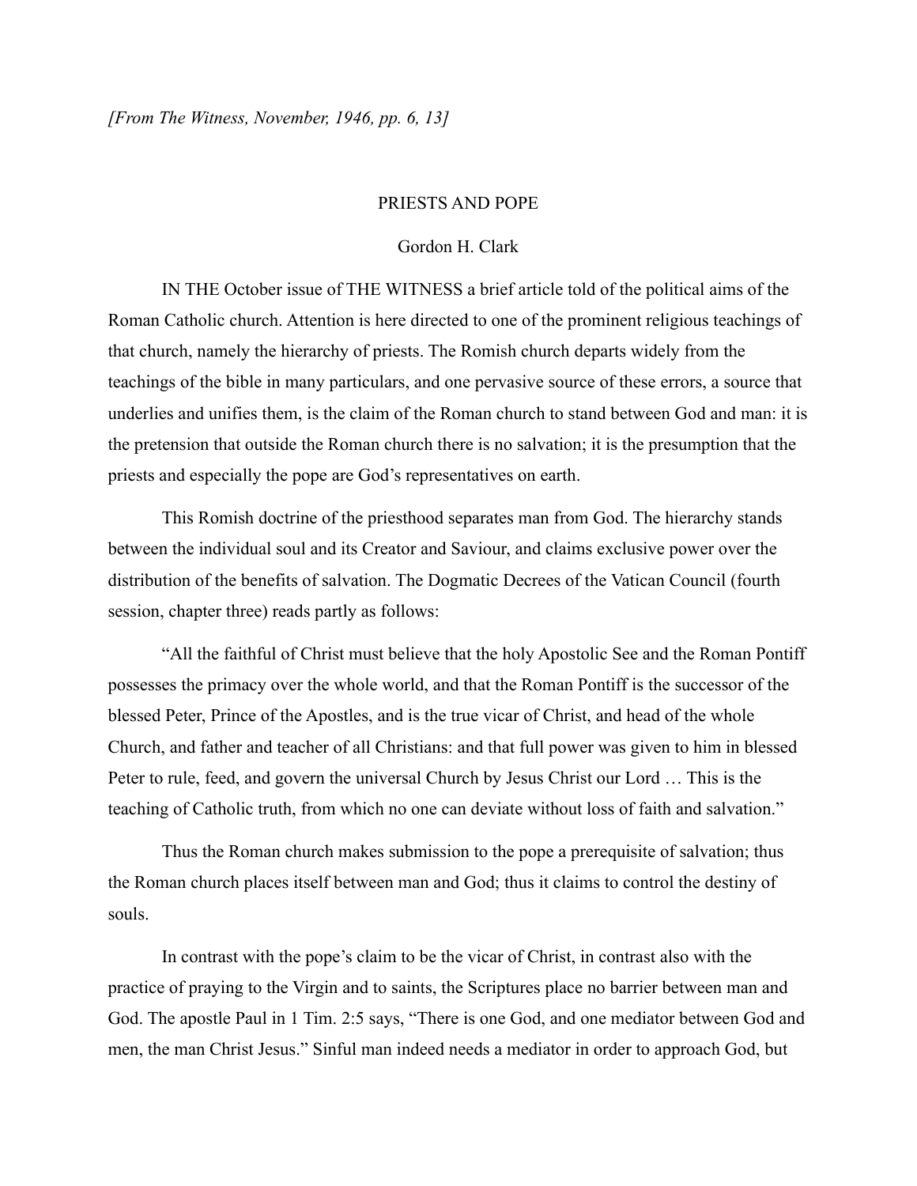*[From The Witness, November, 1946, pp. 6, 13]*

# PRIESTS AND POPE

Gordon H. Clark

IN THE October issue of THE WITNESS a brief article told of the political aims of the Roman Catholic church. Attention is here directed to one of the prominent religious teachings of that church, namely the hierarchy of priests. The Romish church departs widely from the teachings of the bible in many particulars, and one pervasive source of these errors, a source that underlies and unifies them, is the claim of the Roman church to stand between God and man: it is the pretension that outside the Roman church there is no salvation; it is the presumption that the priests and especially the pope are God's representatives on earth.

This Romish doctrine of the priesthood separates man from God. The hierarchy stands between the individual soul and its Creator and Saviour, and claims exclusive power over the distribution of the benefits of salvation. The Dogmatic Decrees of the Vatican Council (fourth session, chapter three) reads partly as follows:

"All the faithful of Christ must believe that the holy Apostolic See and the Roman Pontiff possesses the primacy over the whole world, and that the Roman Pontiff is the successor of the blessed Peter, Prince of the Apostles, and is the true vicar of Christ, and head of the whole Church, and father and teacher of all Christians: and that full power was given to him in blessed Peter to rule, feed, and govern the universal Church by Jesus Christ our Lord … This is the teaching of Catholic truth, from which no one can deviate without loss of faith and salvation."

Thus the Roman church makes submission to the pope a prerequisite of salvation; thus the Roman church places itself between man and God; thus it claims to control the destiny of souls.

In contrast with the pope's claim to be the vicar of Christ, in contrast also with the practice of praying to the Virgin and to saints, the Scriptures place no barrier between man and God. The apostle Paul in 1 Tim. 2:5 says, "There is one God, and one mediator between God and men, the man Christ Jesus." Sinful man indeed needs a mediator in order to approach God, but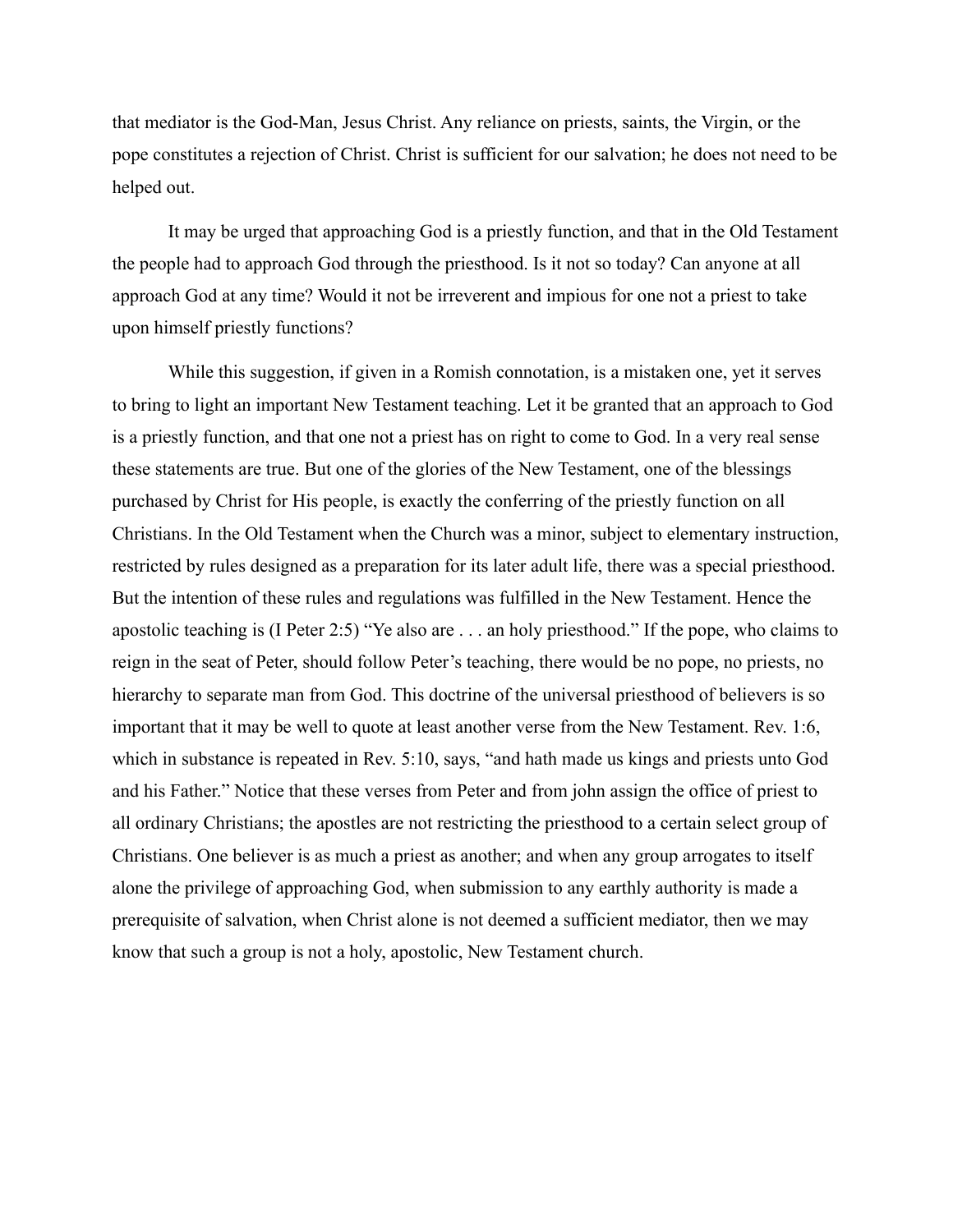that mediator is the God-Man, Jesus Christ. Any reliance on priests, saints, the Virgin, or the pope constitutes a rejection of Christ. Christ is sufficient for our salvation; he does not need to be helped out.

It may be urged that approaching God is a priestly function, and that in the Old Testament the people had to approach God through the priesthood. Is it not so today? Can anyone at all approach God at any time? Would it not be irreverent and impious for one not a priest to take upon himself priestly functions?

While this suggestion, if given in a Romish connotation, is a mistaken one, yet it serves to bring to light an important New Testament teaching. Let it be granted that an approach to God is a priestly function, and that one not a priest has on right to come to God. In a very real sense these statements are true. But one of the glories of the New Testament, one of the blessings purchased by Christ for His people, is exactly the conferring of the priestly function on all Christians. In the Old Testament when the Church was a minor, subject to elementary instruction, restricted by rules designed as a preparation for its later adult life, there was a special priesthood. But the intention of these rules and regulations was fulfilled in the New Testament. Hence the apostolic teaching is (I Peter 2:5) "Ye also are . . . an holy priesthood." If the pope, who claims to reign in the seat of Peter, should follow Peter's teaching, there would be no pope, no priests, no hierarchy to separate man from God. This doctrine of the universal priesthood of believers is so important that it may be well to quote at least another verse from the New Testament. Rev. 1:6, which in substance is repeated in Rev. 5:10, says, "and hath made us kings and priests unto God and his Father." Notice that these verses from Peter and from john assign the office of priest to all ordinary Christians; the apostles are not restricting the priesthood to a certain select group of Christians. One believer is as much a priest as another; and when any group arrogates to itself alone the privilege of approaching God, when submission to any earthly authority is made a prerequisite of salvation, when Christ alone is not deemed a sufficient mediator, then we may know that such a group is not a holy, apostolic, New Testament church.